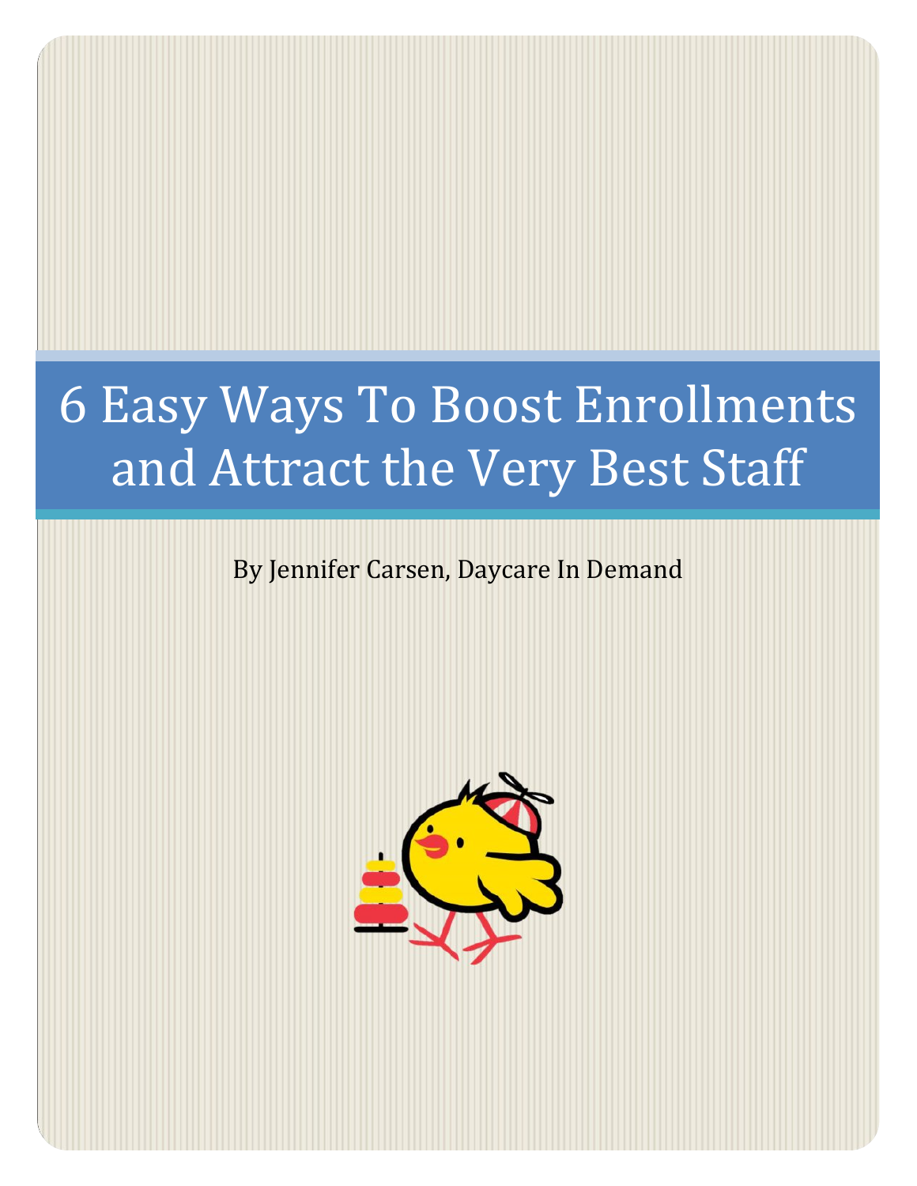# 6 Easy Ways To Boost Enrollments and Attract the Very Best Staff

By Jennifer Carsen, Daycare In Demand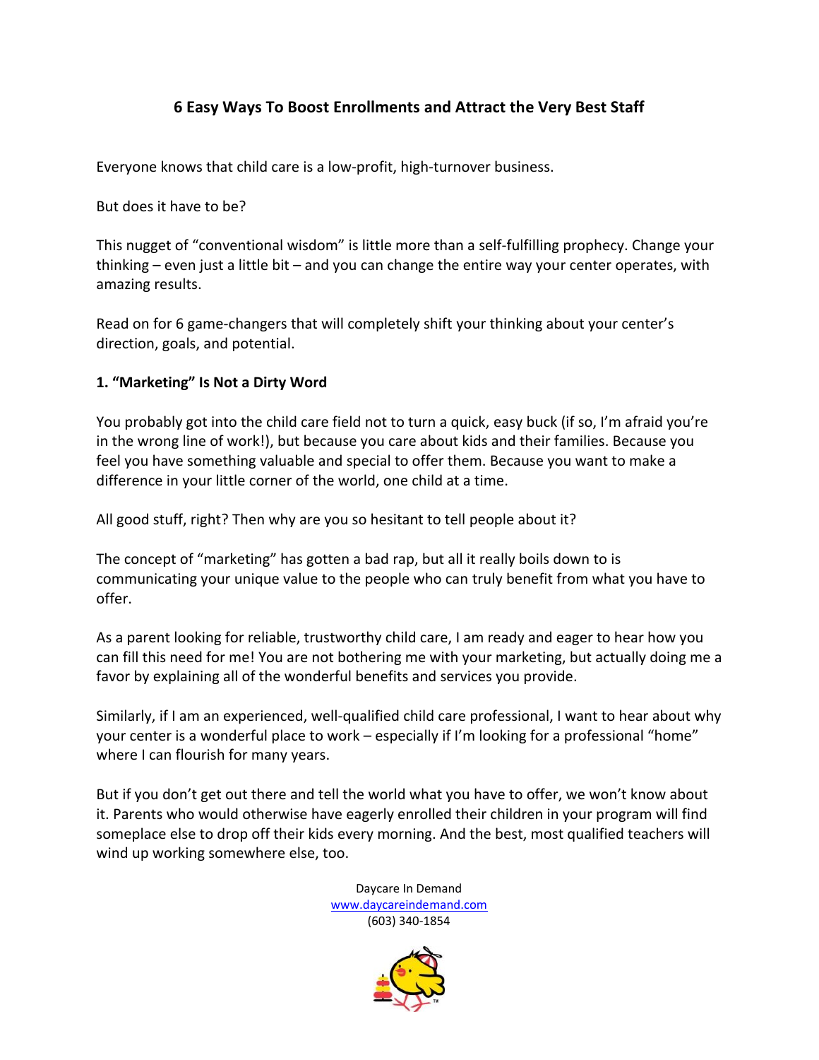## 6 Easy Ways To Boost Enrollments and Attract the Very Best Staff

Everyone knows that child care is a low-profit, high-turnover business.

But does it have to be?

This nugget of "conventional wisdom" is little more than a self-fulfilling prophecy. Change your thinking – even just a little bit – and you can change the entire way your center operates, with amazing results.

Read on for 6 game-changers that will completely shift your thinking about your center's direction, goals, and potential.

### 1. "Marketing" Is Not a Dirty Word

You probably got into the child care field not to turn a quick, easy buck (if so, I'm afraid you're in the wrong line of work!), but because you care about kids and their families. Because you feel you have something valuable and special to offer them. Because you want to make a difference in your little corner of the world, one child at a time.

All good stuff, right? Then why are you so hesitant to tell people about it?

The concept of "marketing" has gotten a bad rap, but all it really boils down to is communicating your unique value to the people who can truly benefit from what you have to offer.

As a parent looking for reliable, trustworthy child care, I am ready and eager to hear how you can fill this need for me! You are not bothering me with your marketing, but actually doing me a favor by explaining all of the wonderful benefits and services you provide.

Similarly, if I am an experienced, well-qualified child care professional, I want to hear about why your center is a wonderful place to work – especially if I'm looking for a professional "home" where I can flourish for many years.

But if you don't get out there and tell the world what you have to offer, we won't know about it. Parents who would otherwise have eagerly enrolled their children in your program will find someplace else to drop off their kids every morning. And the best, most qualified teachers will wind up working somewhere else, too.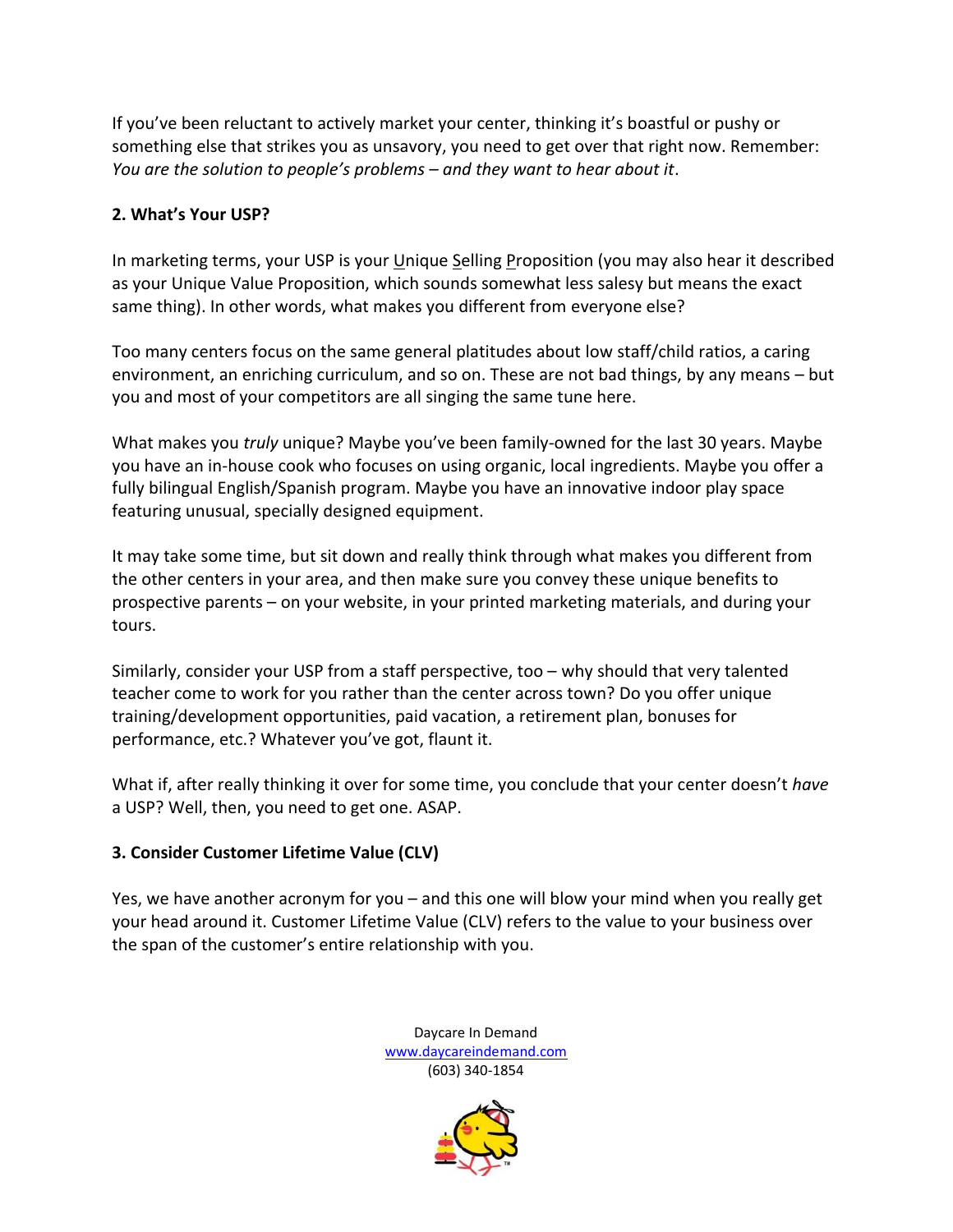If you've been reluctant to actively market your center, thinking it's boastful or pushy or something else that strikes you as unsavory, you need to get over that right now. Remember: *You are the solution to people's problems – and they want to hear about it*.

### 2. What's Your USP?

In marketing terms, your USP is your Unique Selling Proposition (you may also hear it described as your Unique Value Proposition, which sounds somewhat less salesy but means the exact same thing). In other words, what makes you different from everyone else?

Too many centers focus on the same general platitudes about low staff/child ratios, a caring environment, an enriching curriculum, and so on. These are not bad things, by any means – but you and most of your competitors are all singing the same tune here.

What makes you *truly* unique? Maybe you've been family-owned for the last 30 years. Maybe you have an in-house cook who focuses on using organic, local ingredients. Maybe you offer a fully bilingual English/Spanish program. Maybe you have an innovative indoor play space featuring unusual, specially designed equipment.

It may take some time, but sit down and really think through what makes you different from the other centers in your area, and then make sure you convey these unique benefits to prospective parents – on your website, in your printed marketing materials, and during your tours.

Similarly, consider your USP from a staff perspective, too – why should that very talented teacher come to work for you rather than the center across town? Do you offer unique training/development opportunities, paid vacation, a retirement plan, bonuses for performance, etc.? Whatever you've got, flaunt it.

What if, after really thinking it over for some time, you conclude that your center doesn't *have* a USP? Well, then, you need to get one. ASAP.

### 3. Consider Customer Lifetime Value (CLV)

Yes, we have another acronym for you – and this one will blow your mind when you really get your head around it. Customer Lifetime Value (CLV) refers to the value to your business over the span of the customer's entire relationship with you.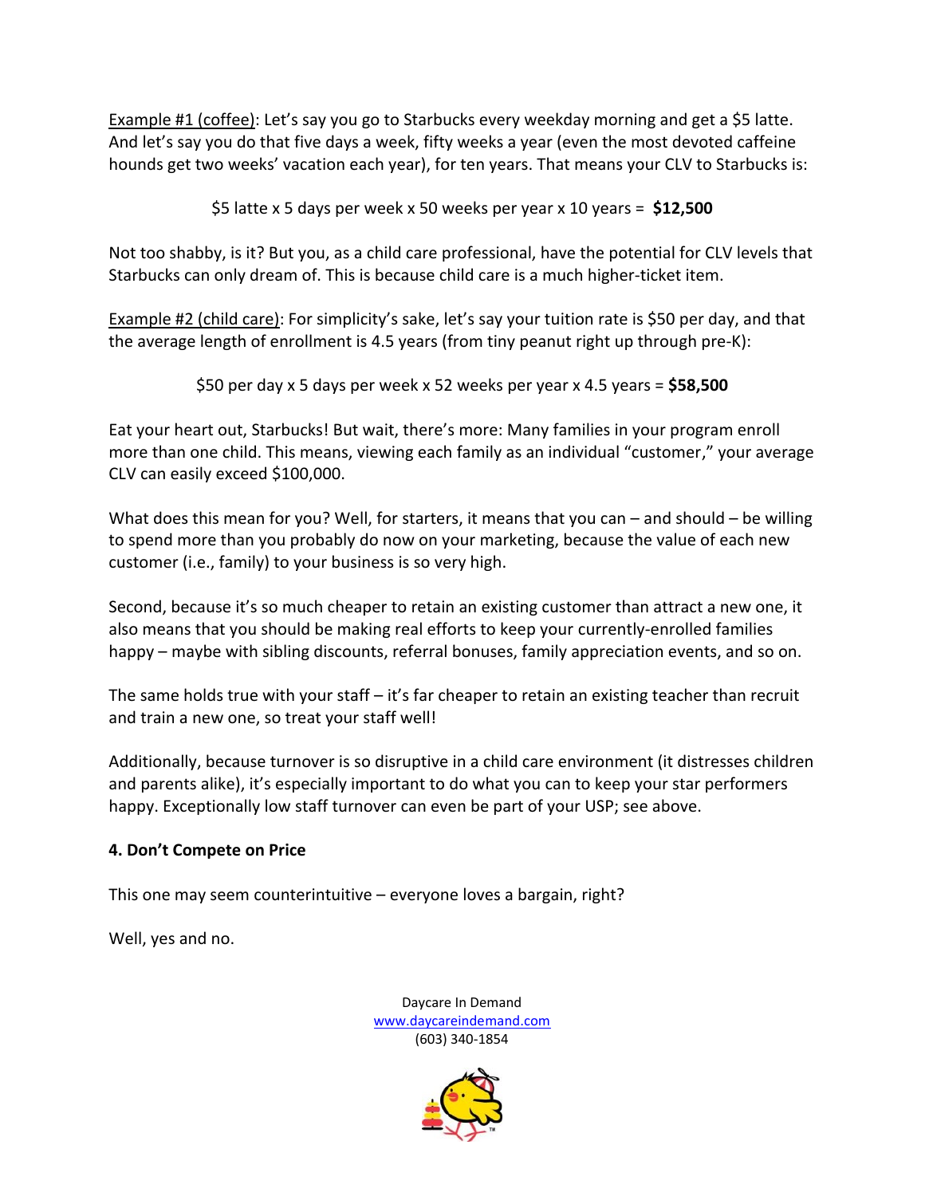Example #1 (coffee): Let's say you go to Starbucks every weekday morning and get a $5 latte. And let's say you do that five days a week, fifty weeks a year (even the most devoted caffeine hounds get two weeks' vacation each year), for ten years. That means your CLV to Starbucks is:

$5 latte x 5 days per week x 50 weeks per year x 10 years = **$12,500**

Not too shabby, is it? But you, as a child care professional, have the potential for CLV levels that Starbucks can only dream of. This is because child care is a much higher-ticket item.

Example #2 (child care): For simplicity's sake, let's say your tuition rate is $50 per day, and that the average length of enrollment is 4.5 years (from tiny peanut right up through pre-K):

$50 per day x 5 days per week x 52 weeks per year x 4.5 years = **$58,500**

Eat your heart out, Starbucks! But wait, there's more: Many families in your program enroll more than one child. This means, viewing each family as an individual "customer," your average CLV can easily exceed $100,000.

What does this mean for you? Well, for starters, it means that you can – and should – be willing to spend more than you probably do now on your marketing, because the value of each new customer (i.e., family) to your business is so very high.

Second, because it's so much cheaper to retain an existing customer than attract a new one, it also means that you should be making real efforts to keep your currently-enrolled families happy – maybe with sibling discounts, referral bonuses, family appreciation events, and so on.

The same holds true with your staff – it's far cheaper to retain an existing teacher than recruit and train a new one, so treat your staff well!

Additionally, because turnover is so disruptive in a child care environment (it distresses children and parents alike), it's especially important to do what you can to keep your star performers happy. Exceptionally low staff turnover can even be part of your USP; see above.

**4. Don't Compete on Price**

This one may seem counterintuitive – everyone loves a bargain, right?

Well, yes and no.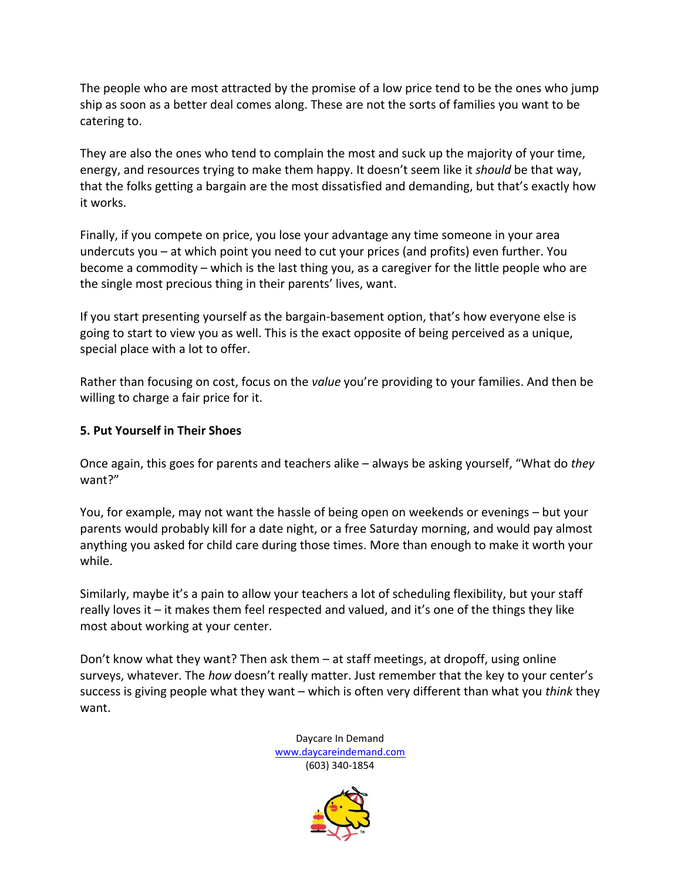The people who are most attracted by the promise of a low price tend to be the ones who jump ship as soon as a better deal comes along. These are not the sorts of families you want to be catering to.

They are also the ones who tend to complain the most and suck up the majority of your time, energy, and resources trying to make them happy. It doesn't seem like it *should* be that way, that the folks getting a bargain are the most dissatisfied and demanding, but that's exactly how it works.

Finally, if you compete on price, you lose your advantage any time someone in your area undercuts you – at which point you need to cut your prices (and profits) even further. You become a commodity – which is the last thing you, as a caregiver for the little people who are the single most precious thing in their parents' lives, want.

If you start presenting yourself as the bargain-basement option, that's how everyone else is going to start to view you as well. This is the exact opposite of being perceived as a unique, special place with a lot to offer.

Rather than focusing on cost, focus on the *value* you're providing to your families. And then be willing to charge a fair price for it.

**5. Put Yourself in Their Shoes**

Once again, this goes for parents and teachers alike – always be asking yourself, "What do *they* want?"

You, for example, may not want the hassle of being open on weekends or evenings – but your parents would probably kill for a date night, or a free Saturday morning, and would pay almost anything you asked for child care during those times. More than enough to make it worth your while.

Similarly, maybe it's a pain to allow your teachers a lot of scheduling flexibility, but your staff really loves it – it makes them feel respected and valued, and it's one of the things they like most about working at your center.

Don't know what they want? Then ask them – at staff meetings, at dropoff, using online surveys, whatever. The *how* doesn't really matter. Just remember that the key to your center's success is giving people what they want – which is often very different than what you *think* they want.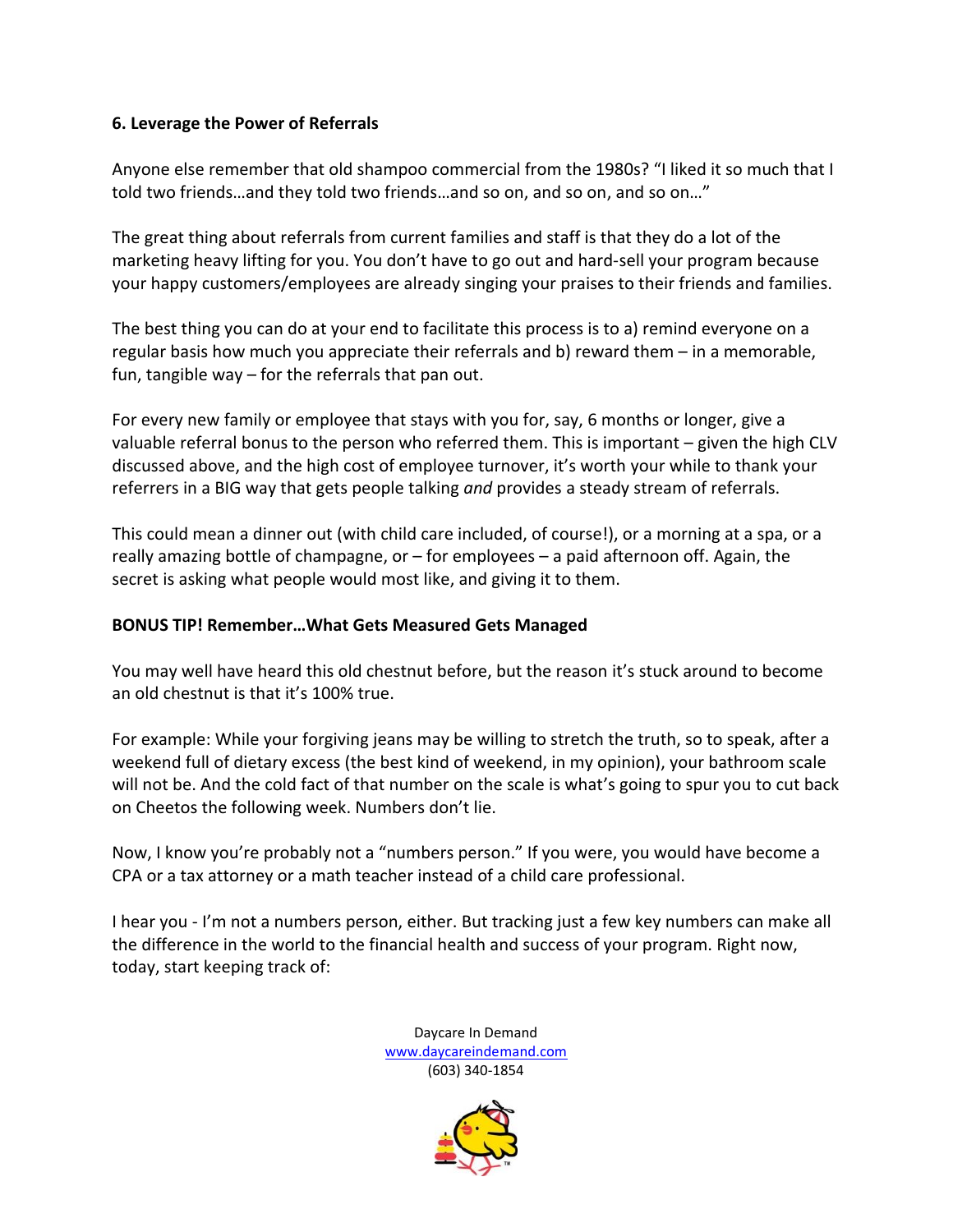### 6. Leverage the Power of Referrals

Anyone else remember that old shampoo commercial from the 1980s? "I liked it so much that I told two friends…and they told two friends…and so on, and so on, and so on…"

The great thing about referrals from current families and staff is that they do a lot of the marketing heavy lifting for you. You don't have to go out and hard-sell your program because your happy customers/employees are already singing your praises to their friends and families.

The best thing you can do at your end to facilitate this process is to a) remind everyone on a regular basis how much you appreciate their referrals and b) reward them – in a memorable, fun, tangible way – for the referrals that pan out.

For every new family or employee that stays with you for, say, 6 months or longer, give a valuable referral bonus to the person who referred them. This is important – given the high CLV discussed above, and the high cost of employee turnover, it's worth your while to thank your referrers in a BIG way that gets people talking *and* provides a steady stream of referrals.

This could mean a dinner out (with child care included, of course!), or a morning at a spa, or a really amazing bottle of champagne, or – for employees – a paid afternoon off. Again, the secret is asking what people would most like, and giving it to them.

### BONUS TIP! Remember…What Gets Measured Gets Managed

You may well have heard this old chestnut before, but the reason it's stuck around to become an old chestnut is that it's 100% true.

For example: While your forgiving jeans may be willing to stretch the truth, so to speak, after a weekend full of dietary excess (the best kind of weekend, in my opinion), your bathroom scale will not be. And the cold fact of that number on the scale is what's going to spur you to cut back on Cheetos the following week. Numbers don't lie.

Now, I know you're probably not a "numbers person." If you were, you would have become a CPA or a tax attorney or a math teacher instead of a child care professional.

I hear you - I'm not a numbers person, either. But tracking just a few key numbers can make all the difference in the world to the financial health and success of your program. Right now, today, start keeping track of:

Daycare In Demand
www.daycareindemand.com
(603) 340-1854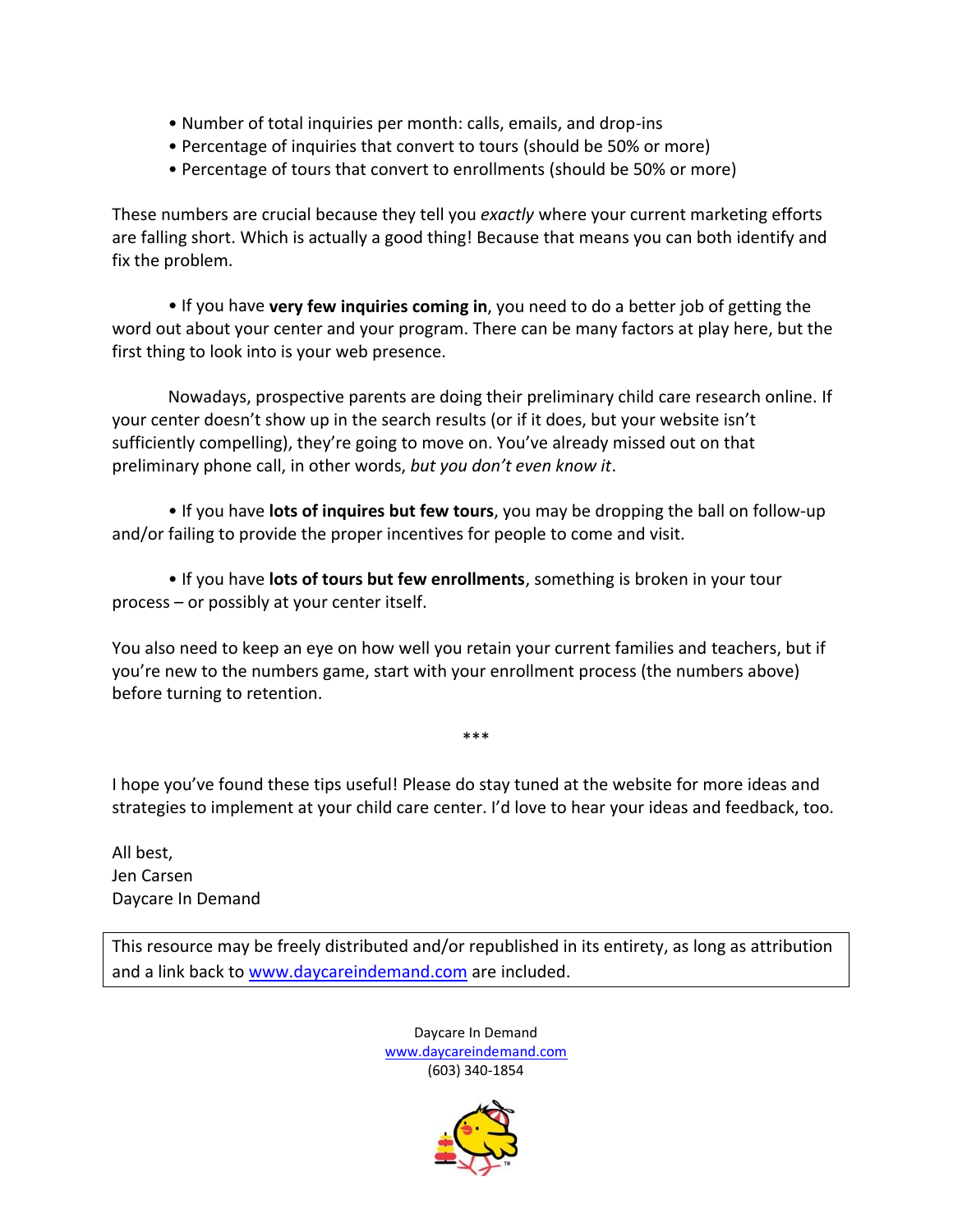- Number of total inquiries per month: calls, emails, and drop-ins
- Percentage of inquiries that convert to tours (should be 50% or more)
- Percentage of tours that convert to enrollments (should be 50% or more)

These numbers are crucial because they tell you *exactly* where your current marketing efforts are falling short. Which is actually a good thing! Because that means you can both identify and fix the problem.

- If you have **very few inquiries coming in**, you need to do a better job of getting the word out about your center and your program. There can be many factors at play here, but the first thing to look into is your web presence.

  Nowadays, prospective parents are doing their preliminary child care research online. If your center doesn't show up in the search results (or if it does, but your website isn't sufficiently compelling), they're going to move on. You've already missed out on that preliminary phone call, in other words, *but you don't even know it*.

- If you have **lots of inquires but few tours**, you may be dropping the ball on follow-up and/or failing to provide the proper incentives for people to come and visit.

- If you have **lots of tours but few enrollments**, something is broken in your tour process – or possibly at your center itself.

You also need to keep an eye on how well you retain your current families and teachers, but if you're new to the numbers game, start with your enrollment process (the numbers above) before turning to retention.

***

I hope you've found these tips useful! Please do stay tuned at the website for more ideas and strategies to implement at your child care center. I'd love to hear your ideas and feedback, too.

All best,
Jen Carsen
Daycare In Demand

| This resource may be freely distributed and/or republished in its entirety, as long as attribution and a link back to www.daycareindemand.com are included. |
|---|

Daycare In Demand
www.daycareindemand.com
(603) 340-1854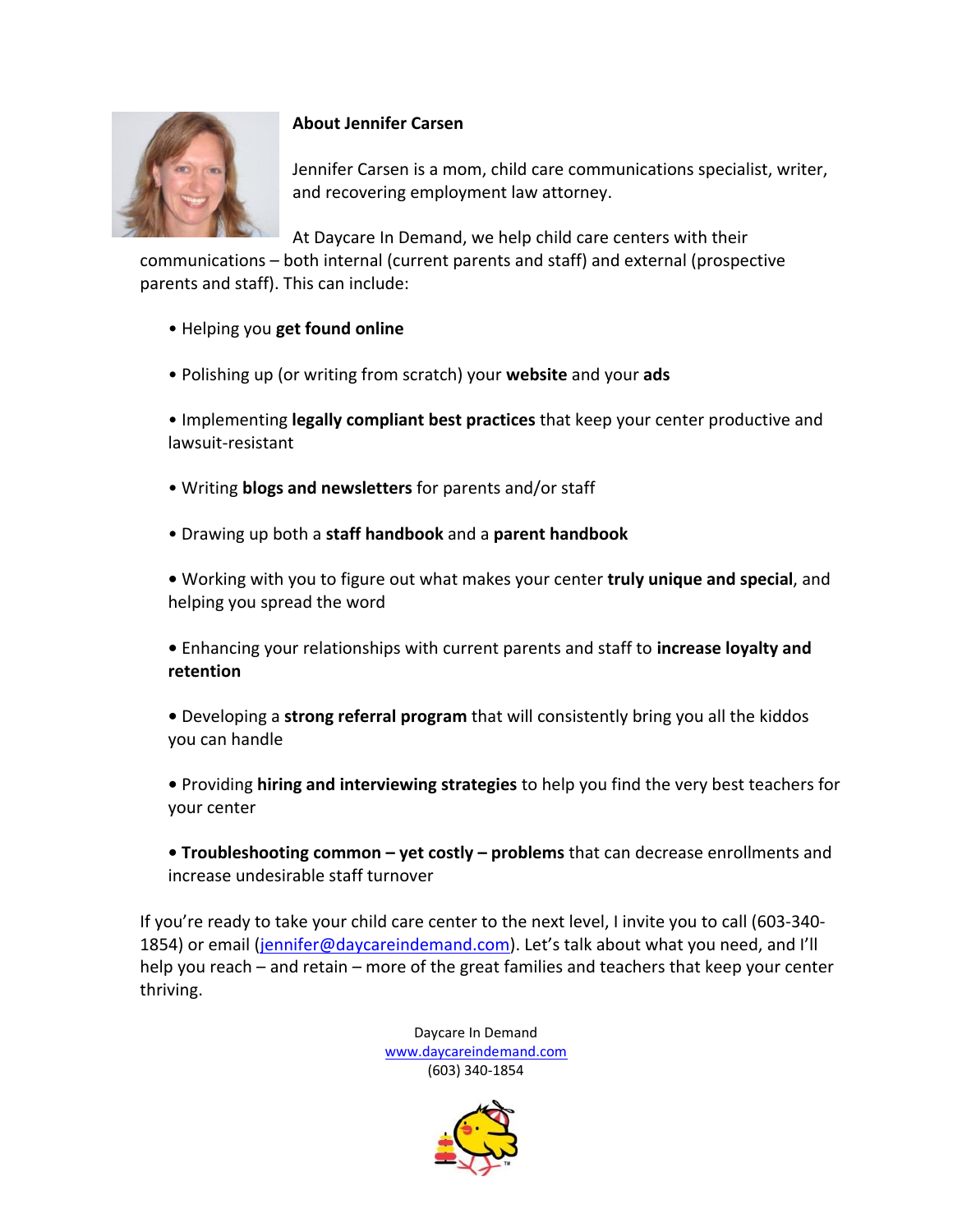**About Jennifer Carsen**

Jennifer Carsen is a mom, child care communications specialist, writer, and recovering employment law attorney.

At Daycare In Demand, we help child care centers with their communications – both internal (current parents and staff) and external (prospective parents and staff). This can include:

- Helping you **get found online**
- Polishing up (or writing from scratch) your **website** and your **ads**
- Implementing **legally compliant best practices** that keep your center productive and lawsuit-resistant
- Writing **blogs and newsletters** for parents and/or staff
- Drawing up both a **staff handbook** and a **parent handbook**
- Working with you to figure out what makes your center **truly unique and special**, and helping you spread the word
- Enhancing your relationships with current parents and staff to **increase loyalty and retention**
- Developing a **strong referral program** that will consistently bring you all the kiddos you can handle
- Providing **hiring and interviewing strategies** to help you find the very best teachers for your center
- **Troubleshooting common – yet costly – problems** that can decrease enrollments and increase undesirable staff turnover

If you're ready to take your child care center to the next level, I invite you to call (603-340-1854) or email (jennifer@daycareindemand.com). Let's talk about what you need, and I'll help you reach – and retain – more of the great families and teachers that keep your center thriving.

Daycare In Demand
www.daycareindemand.com
(603) 340-1854